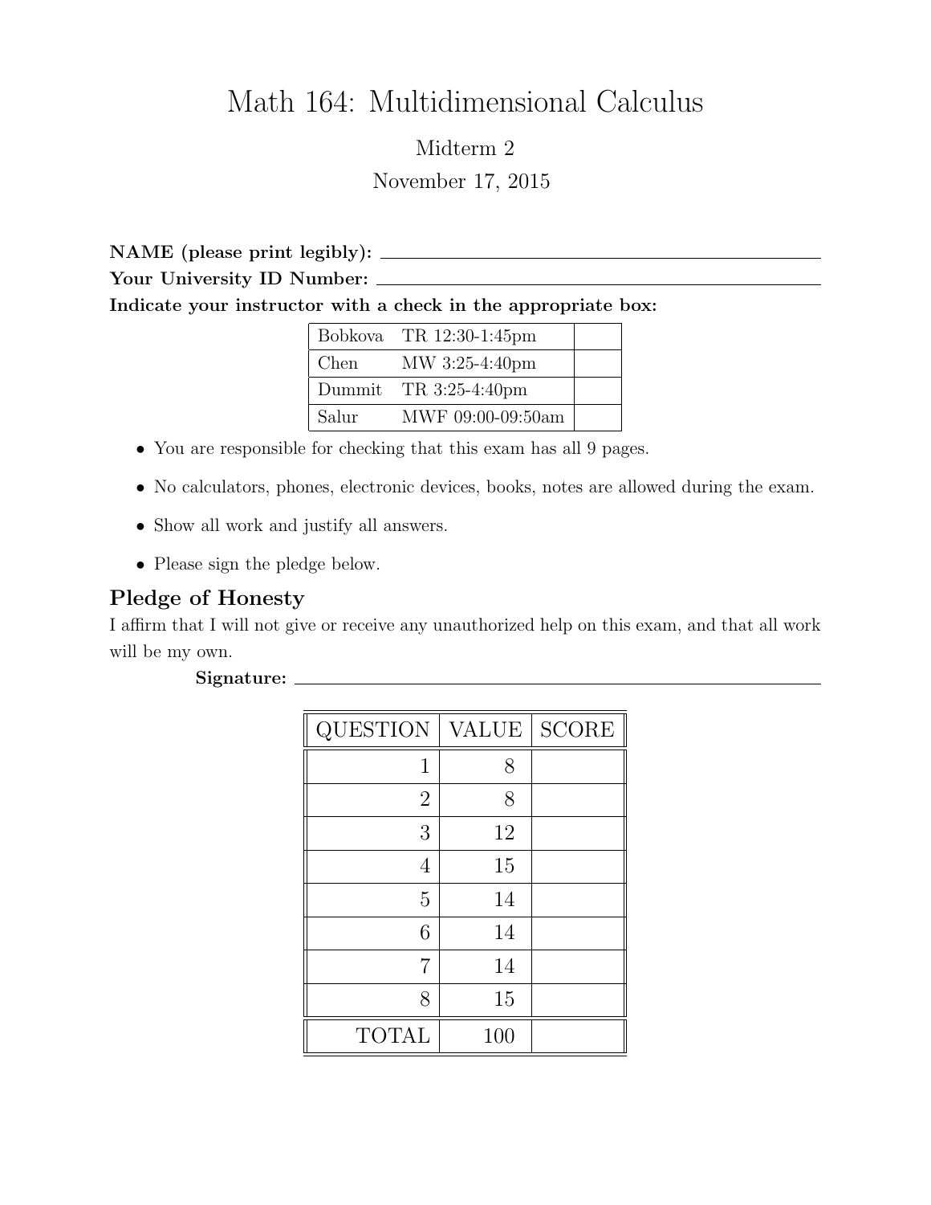# Math 164: Multidimensional Calculus

Midterm 2

November 17, 2015

**NAME (please print legibly):** \_\_\_\_\_\_\_\_\_\_\_\_\_\_\_\_\_\_\_\_\_\_\_\_\_\_\_\_\_\_\_\_

**Your University ID Number:** \_\_\_\_\_\_\_\_\_\_\_\_\_\_\_\_\_\_\_\_\_\_\_\_\_\_\_\_\_\_\_\_

**Indicate your instructor with a check in the appropriate box:**

| | | |
|---|---|---|
| Bobkova | TR 12:30-1:45pm | |
| Chen | MW 3:25-4:40pm | |
| Dummit | TR 3:25-4:40pm | |
| Salur | MWF 09:00-09:50am | |

- You are responsible for checking that this exam has all 9 pages.
- No calculators, phones, electronic devices, books, notes are allowed during the exam.
- Show all work and justify all answers.
- Please sign the pledge below.

## Pledge of Honesty

I affirm that I will not give or receive any unauthorized help on this exam, and that all work will be my own.

**Signature:** \_\_\_\_\_\_\_\_\_\_\_\_\_\_\_\_\_\_\_\_\_\_\_\_\_\_\_\_\_\_\_\_

| QUESTION | VALUE | SCORE |
|---|---|---|
| 1 | 8 | |
| 2 | 8 | |
| 3 | 12 | |
| 4 | 15 | |
| 5 | 14 | |
| 6 | 14 | |
| 7 | 14 | |
| 8 | 15 | |
| TOTAL | 100 | |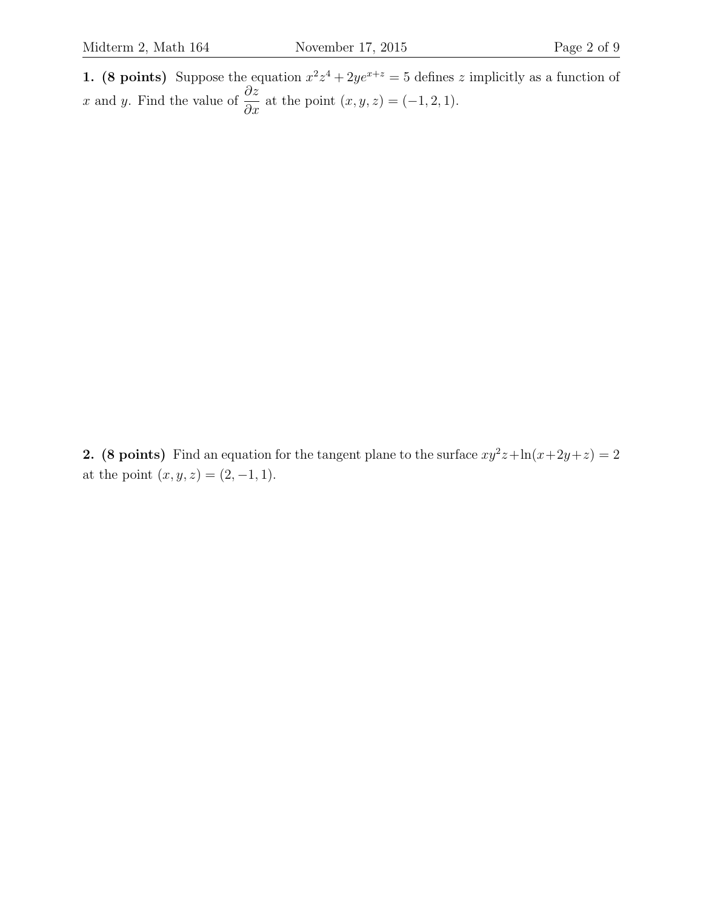**1. (8 points)** Suppose the equation $x^2z^4 + 2ye^{x+z} = 5$ defines $z$ implicitly as a function of $x$ and $y$. Find the value of $\dfrac{\partial z}{\partial x}$ at the point $(x, y, z) = (-1, 2, 1)$.

**2. (8 points)** Find an equation for the tangent plane to the surface $xy^2z + \ln(x+2y+z) = 2$ at the point $(x, y, z) = (2, -1, 1)$.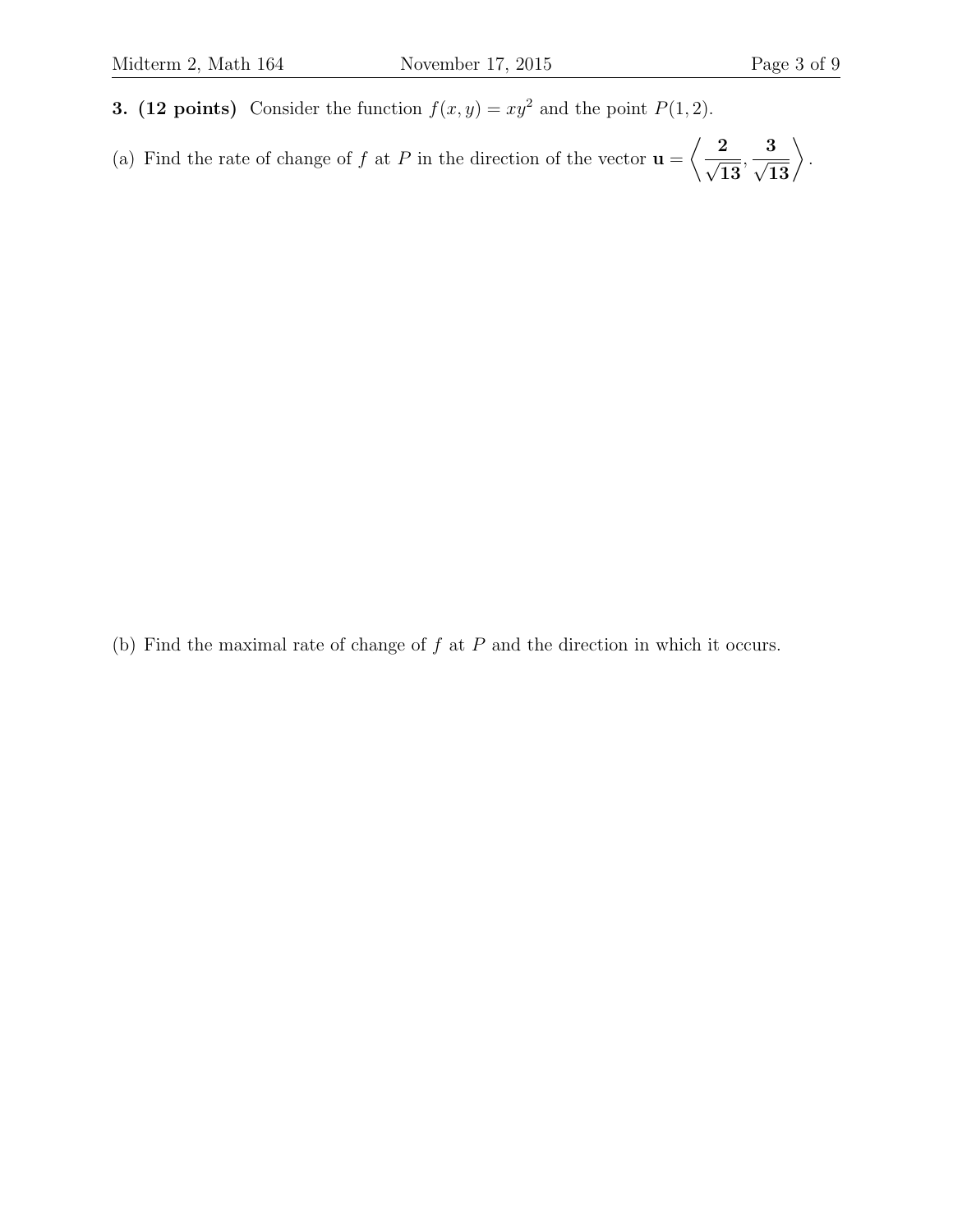**3. (12 points)** Consider the function $f(x, y) = xy^2$ and the point $P(1, 2)$.

(a) Find the rate of change of $f$ at $P$ in the direction of the vector $\mathbf{u} = \left\langle \frac{\mathbf{2}}{\sqrt{\mathbf{13}}}, \frac{\mathbf{3}}{\sqrt{\mathbf{13}}} \right\rangle$.

(b) Find the maximal rate of change of $f$ at $P$ and the direction in which it occurs.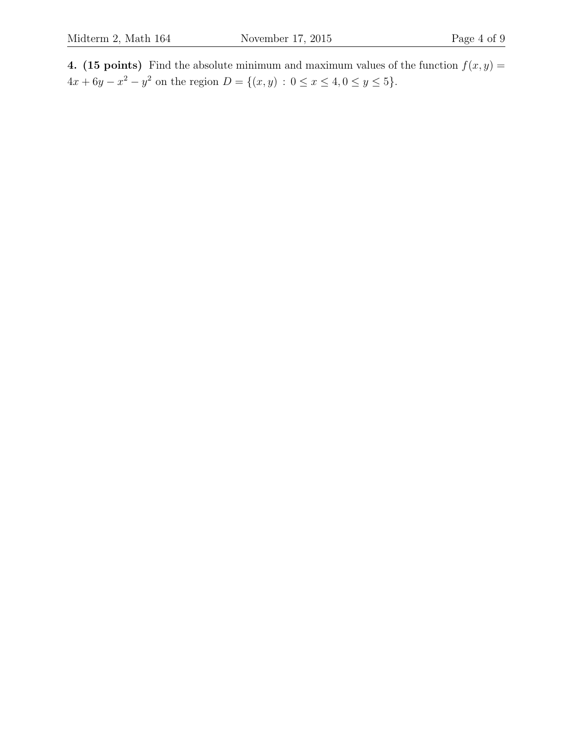**4. (15 points)** Find the absolute minimum and maximum values of the function $f(x, y) = 4x + 6y - x^2 - y^2$ on the region $D = \{(x, y) : 0 \leq x \leq 4, 0 \leq y \leq 5\}$.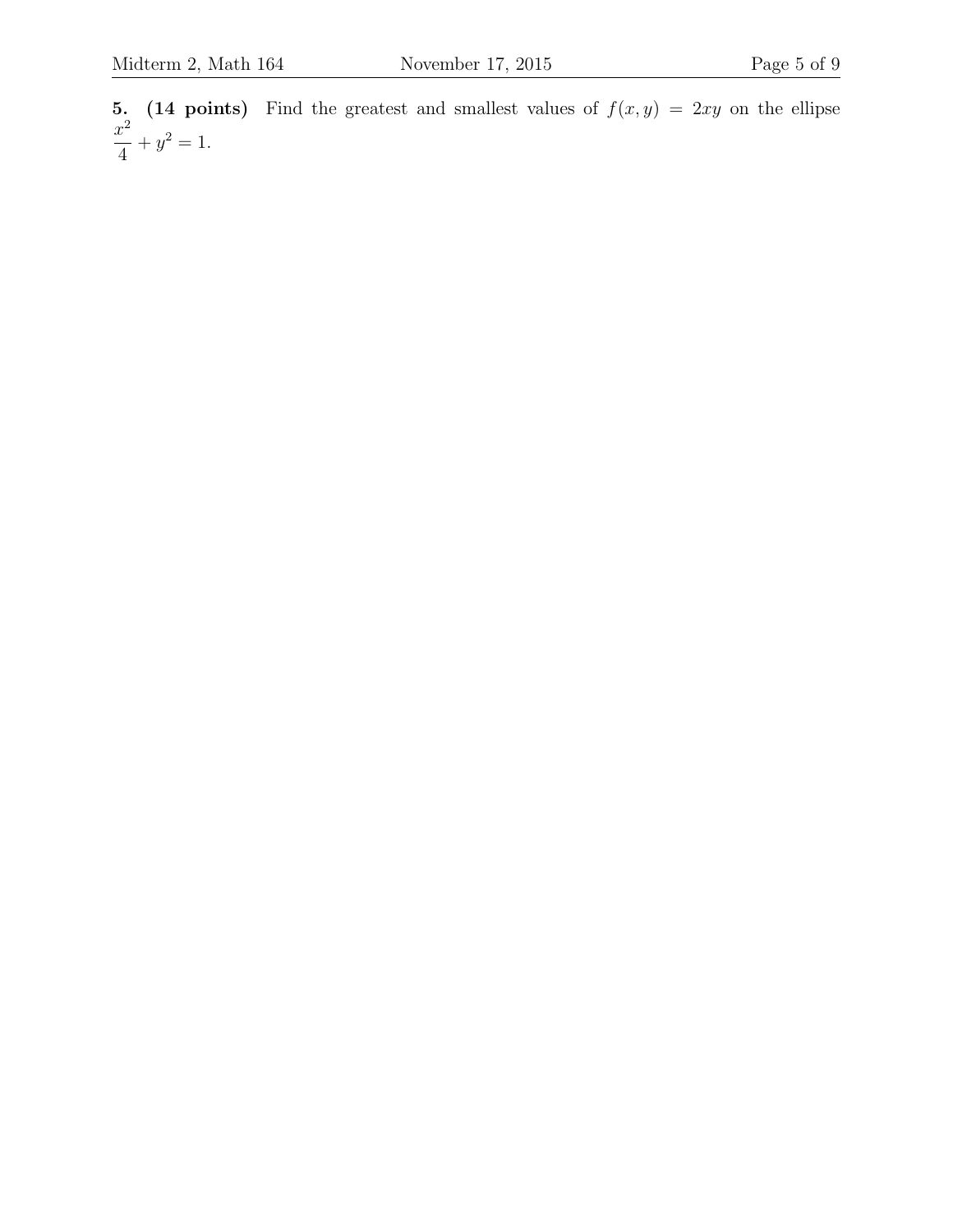**5. (14 points)** Find the greatest and smallest values of $f(x, y) = 2xy$ on the ellipse $\dfrac{x^2}{4} + y^2 = 1$.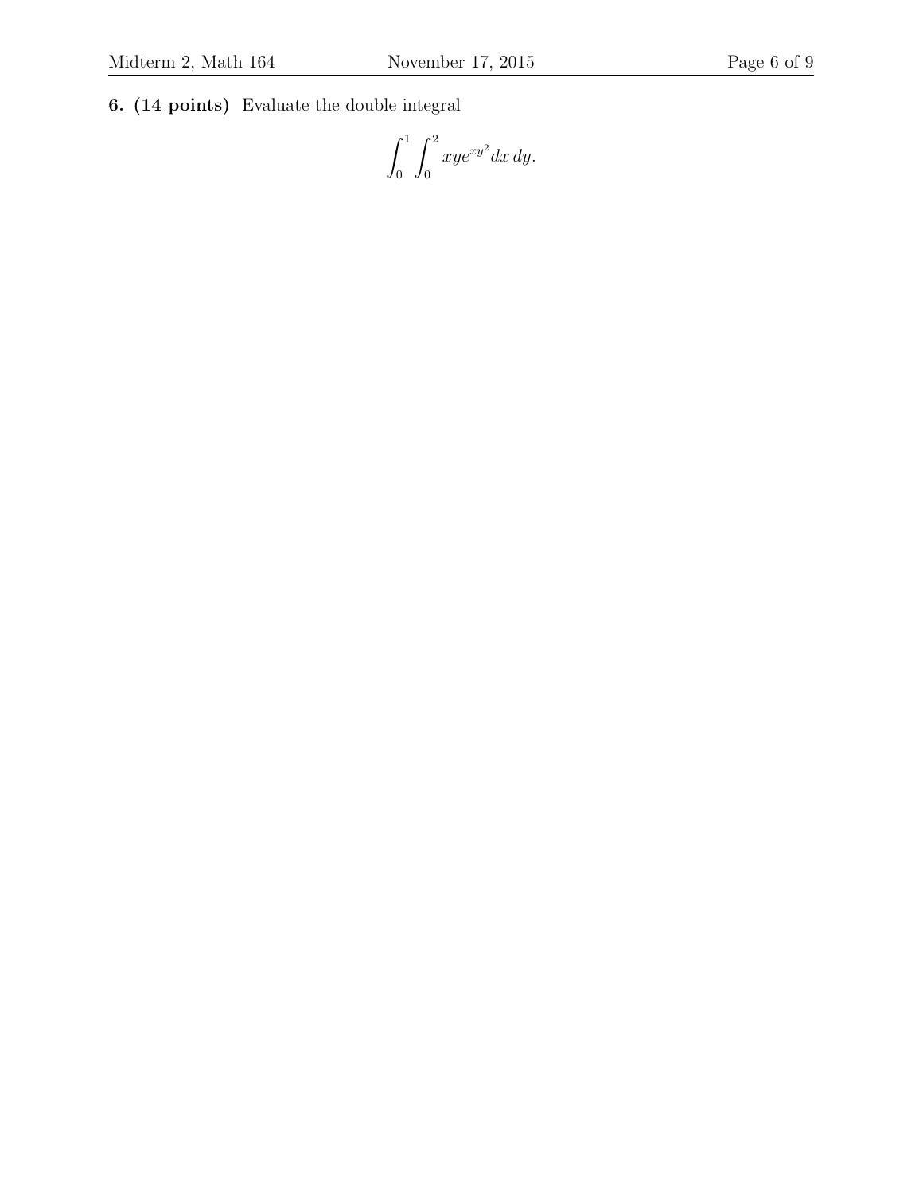**6. (14 points)** Evaluate the double integral

$$\int_0^1 \int_0^2 xye^{xy^2}\,dx\,dy.$$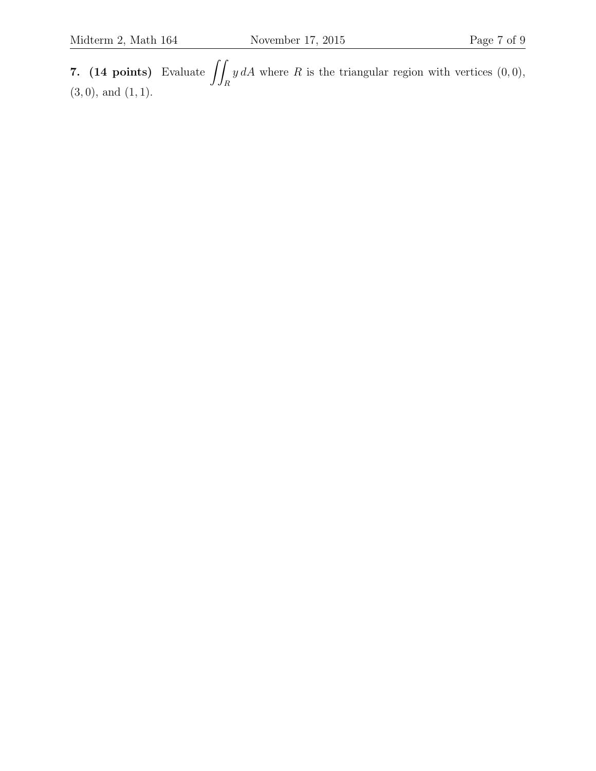**7. (14 points)** Evaluate $\displaystyle\iint_R y\,dA$ where $R$ is the triangular region with vertices $(0,0)$, $(3,0)$, and $(1,1)$.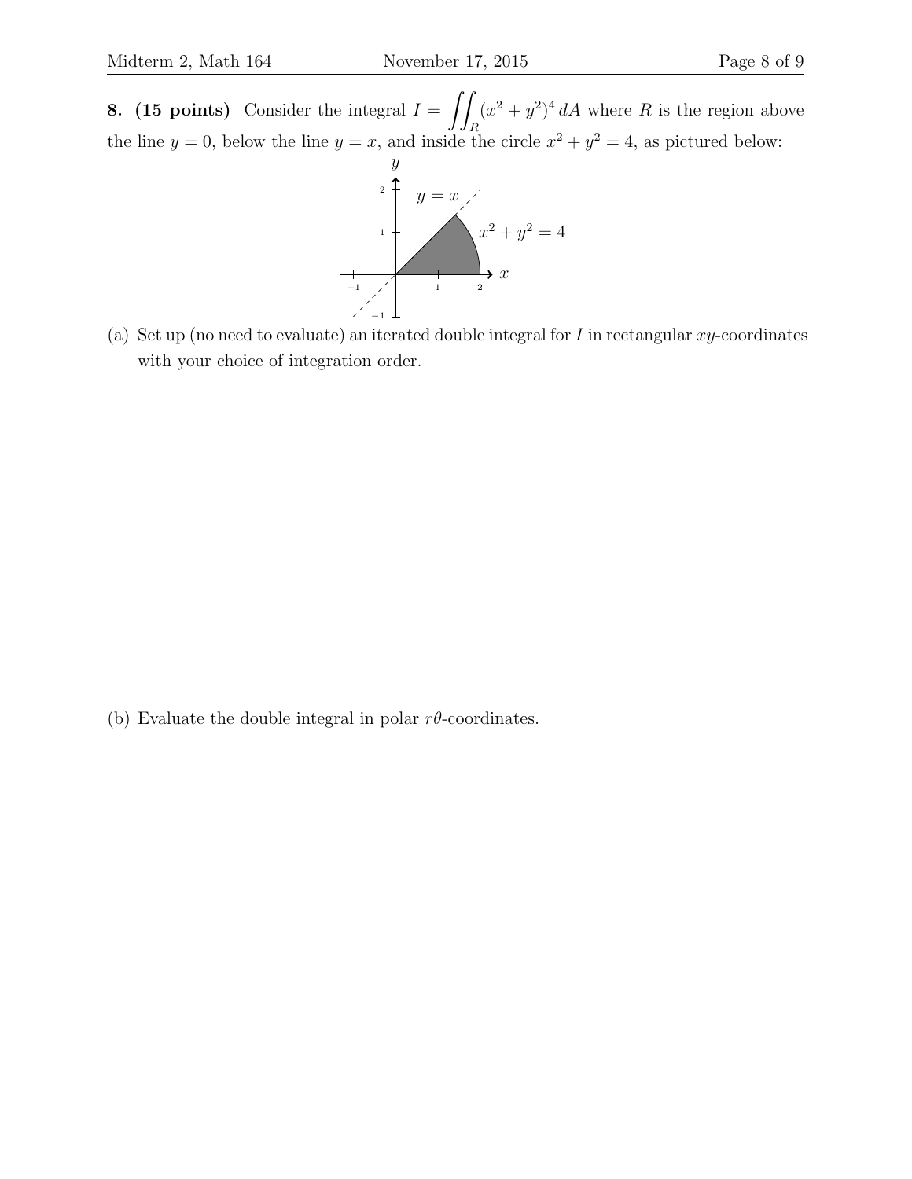**8. (15 points)** Consider the integral $I = \iint_R (x^2 + y^2)^4 \, dA$ where $R$ is the region above the line $y = 0$, below the line $y = x$, and inside the circle $x^2 + y^2 = 4$, as pictured below:

(a) Set up (no need to evaluate) an iterated double integral for $I$ in rectangular $xy$-coordinates with your choice of integration order.

(b) Evaluate the double integral in polar $r\theta$-coordinates.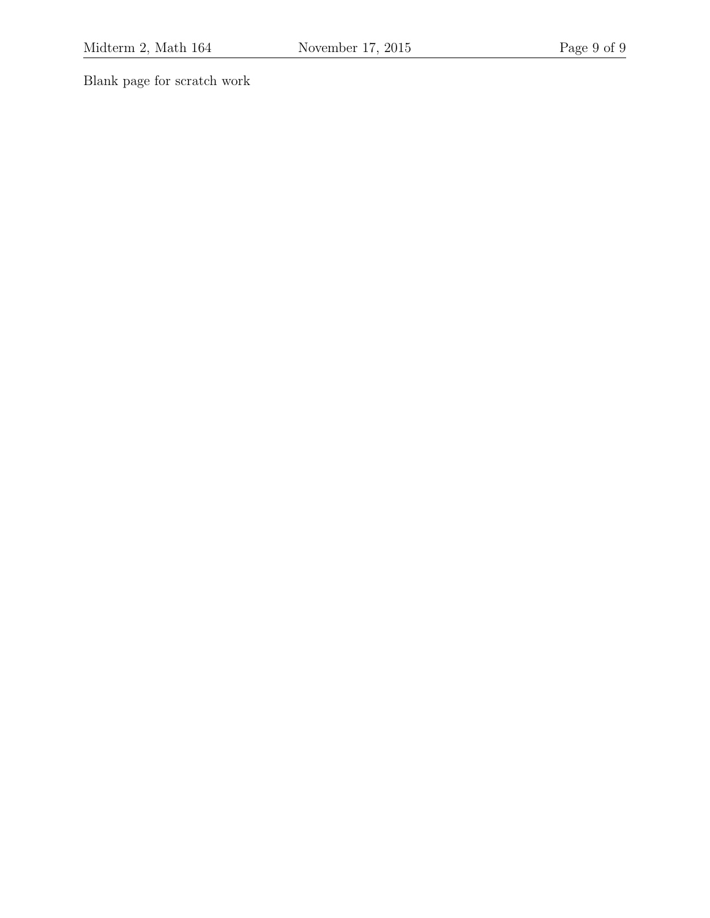Blank page for scratch work